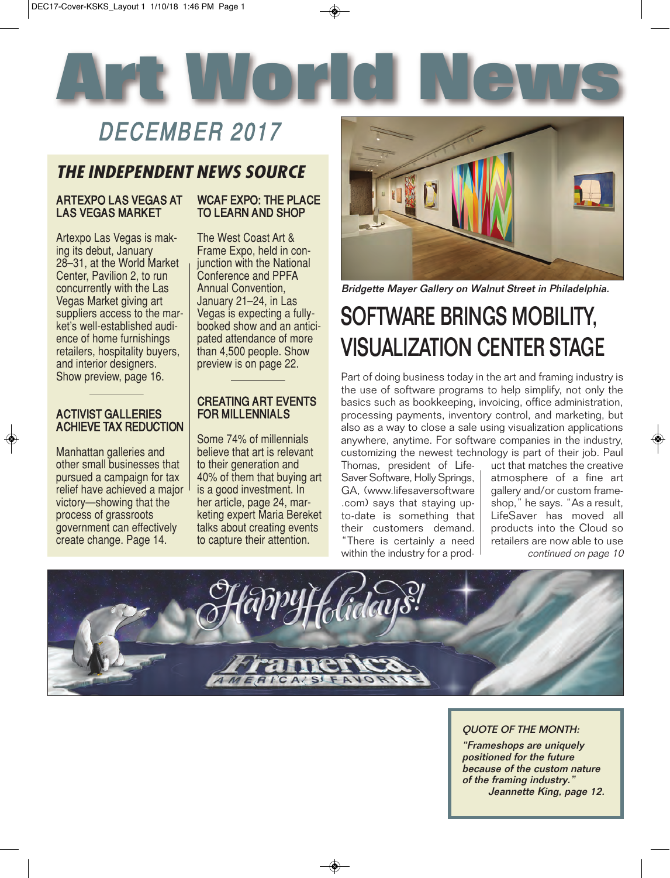# Art World News

## DECEMBER 2017

### THE INDEPENDENT NEWS SOURCE

#### ARTEXPO LAS VEGAS AT LAS VEGAS MARKET

Artexpo Las Vegas is making its debut, January 28–31, at the World Market Center, Pavilion 2, to run concurrently with the Las Vegas Market giving art suppliers access to the market's well-established audience of home furnishings retailers, hospitality buyers, and interior designers. Show preview, page 16.

#### ACTIVIST GALLERIES ACHIEVE TAX REDUCTION

Manhattan galleries and other small businesses that pursued a campaign for tax relief have achieved a major victory—showing that the process of grassroots government can effectively create change. Page 14.

#### WCAF EXPO: THE PLACE TO LEARN AND SHOP

The West Coast Art & Frame Expo, held in conjunction with the National Conference and PPFA Annual Convention, January 21–24, in Las Vegas is expecting a fully-booked show and an anticipated attendance of more than 4,500 people. Show preview is on page 22.

#### CREATING ART EVENTS FOR MILLENNIALS

Some 74% of millennials believe that art is relevant to their generation and 40% of them that buying art is a good investment. In her article, page 24, marketing expert Maria Bereket talks about creating events to capture their attention.

*Bridgette Mayer Gallery on Walnut Street in Philadelphia.*

## SOFTWARE BRINGS MOBILITY, VISUALIZATION CENTER STAGE

Part of doing business today in the art and framing industry is the use of software programs to help simplify, not only the basics such as bookkeeping, invoicing, office administration, processing payments, inventory control, and marketing, but also as a way to close a sale using visualization applications anywhere, anytime. For software companies in the industry, customizing the newest technology is part of their job. Paul Thomas, president of LifeSaver Software, Holly Springs, GA, (www.lifesaversoftware.com) says that staying up-to-date is something that their customers demand. "There is certainly a need within the industry for a product that matches the creative atmosphere of a fine art gallery and/or custom frameshop," he says. "As a result, LifeSaver has moved all products into the Cloud so retailers are now able to use

*continued on page 10*

Happy Holidays!

Framerica
AMERICA'S FAVORITE

*QUOTE OF THE MONTH:*

***"Frameshops are uniquely positioned for the future because of the custom nature of the framing industry."***
***Jeannette King, page 12.***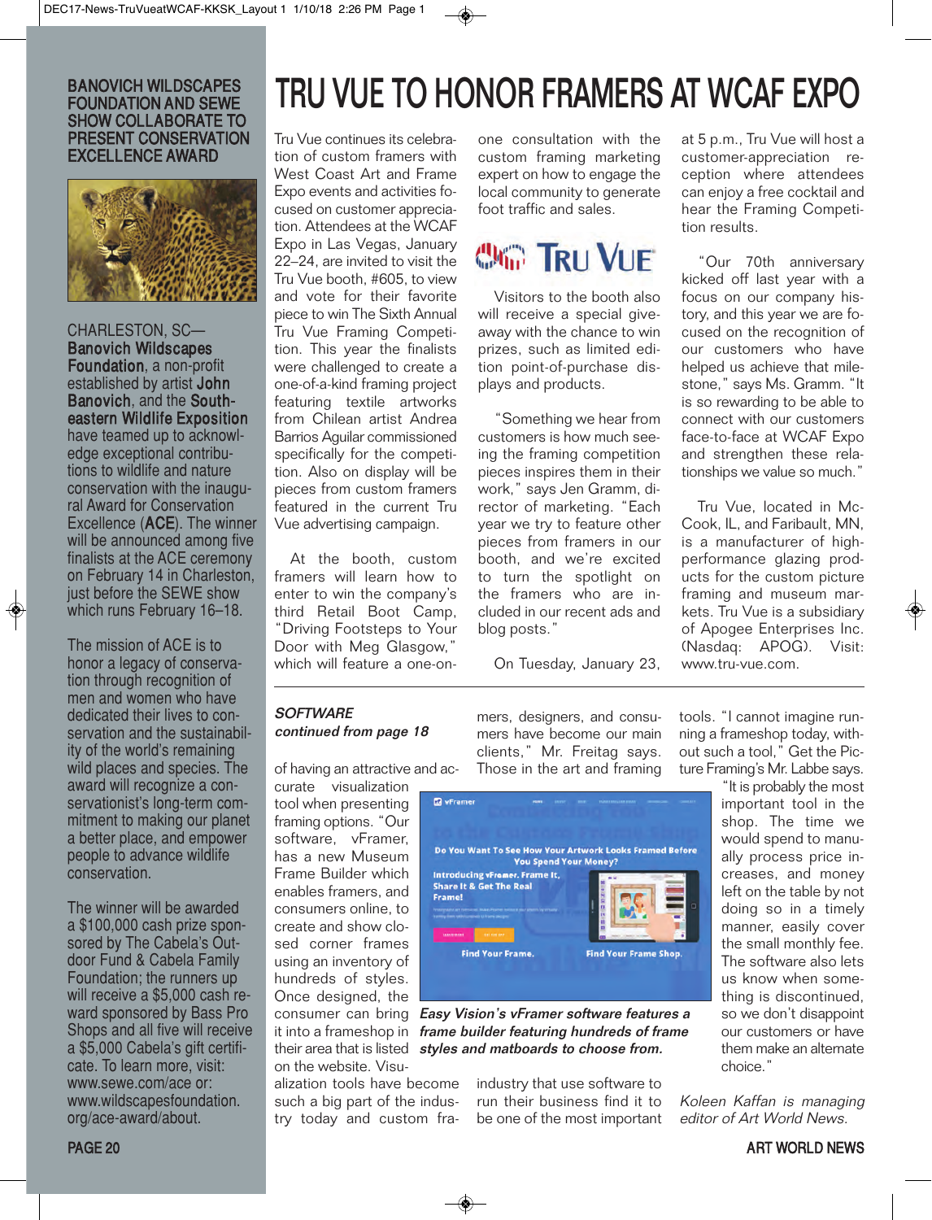# TRU VUE TO HONOR FRAMERS AT WCAF EXPO

Tru Vue continues its celebration of custom framers with West Coast Art and Frame Expo events and activities focused on customer appreciation. Attendees at the WCAF Expo in Las Vegas, January 22–24, are invited to visit the Tru Vue booth, #605, to view and vote for their favorite piece to win The Sixth Annual Tru Vue Framing Competition. This year the finalists were challenged to create a one-of-a-kind framing project featuring textile artworks from Chilean artist Andrea Barrios Aguilar commissioned specifically for the competition. Also on display will be pieces from custom framers featured in the current Tru Vue advertising campaign.

At the booth, custom framers will learn how to enter to win the company's third Retail Boot Camp, "Driving Footsteps to Your Door with Meg Glasgow," which will feature a one-on-one consultation with the custom framing marketing expert on how to engage the local community to generate foot traffic and sales.

Visitors to the booth also will receive a special giveaway with the chance to win prizes, such as limited edition point-of-purchase displays and products.

"Something we hear from customers is how much seeing the framing competition pieces inspires them in their work," says Jen Gramm, director of marketing. "Each year we try to feature other pieces from framers in our booth, and we're excited to turn the spotlight on the framers who are included in our recent ads and blog posts."

On Tuesday, January 23, at 5 p.m., Tru Vue will host a customer-appreciation reception where attendees can enjoy a free cocktail and hear the Framing Competition results.

"Our 70th anniversary kicked off last year with a focus on our company history, and this year we are focused on the recognition of our customers who have helped us achieve that milestone," says Ms. Gramm. "It is so rewarding to be able to connect with our customers face-to-face at WCAF Expo and strengthen these relationships we value so much."

Tru Vue, located in McCook, IL, and Faribault, MN, is a manufacturer of high-performance glazing products for the custom picture framing and museum markets. Tru Vue is a subsidiary of Apogee Enterprises Inc. (Nasdaq: APOG). Visit: www.tru-vue.com.

## BANOVICH WILDSCAPES FOUNDATION AND SEWE SHOW COLLABORATE TO PRESENT CONSERVATION EXCELLENCE AWARD

CHARLESTON, SC— **Banovich Wildscapes Foundation**, a non-profit established by artist **John Banovich**, and the **Southeastern Wildlife Exposition** have teamed up to acknowledge exceptional contributions to wildlife and nature conservation with the inaugural Award for Conservation Excellence (**ACE**). The winner will be announced among five finalists at the ACE ceremony on February 14 in Charleston, just before the SEWE show which runs February 16–18.

The mission of ACE is to honor a legacy of conservation through recognition of men and women who have dedicated their lives to conservation and the sustainability of the world's remaining wild places and species. The award will recognize a conservationist's long-term commitment to making our planet a better place, and empower people to advance wildlife conservation.

The winner will be awarded a $100,000 cash prize sponsored by The Cabela's Outdoor Fund & Cabela Family Foundation; the runners up will receive a $5,000 cash reward sponsored by Bass Pro Shops and all five will receive a $5,000 Cabela's gift certificate. To learn more, visit: www.sewe.com/ace or: www.wildscapesfoundation.org/ace-award/about.

***SOFTWARE***
***continued from page 18***

of having an attractive and accurate visualization tool when presenting framing options. "Our software, vFramer, has a new Museum Frame Builder which enables framers, and consumers online, to create and show closed corner frames using an inventory of hundreds of styles. Once designed, the consumer can bring it into a frameshop in their area that is listed on the website. Visualization tools have become such a big part of the industry today and custom framers, designers, and consumers have become our main clients," Mr. Freitag says. Those in the art and framing industry that use software to run their business find it to be one of the most important tools. "I cannot imagine running a frameshop today, without such a tool," Get the Picture Framing's Mr. Labbe says. "It is probably the most important tool in the shop. The time we would spend to manually process price increases, and money left on the table by not doing so in a timely manner, easily cover the small monthly fee. The software also lets us know when something is discontinued, so we don't disappoint our customers or have them make an alternate choice."

***Easy Vision's vFramer software features a frame builder featuring hundreds of frame styles and matboards to choose from.***

*Koleen Kaffan is managing editor of Art World News.*